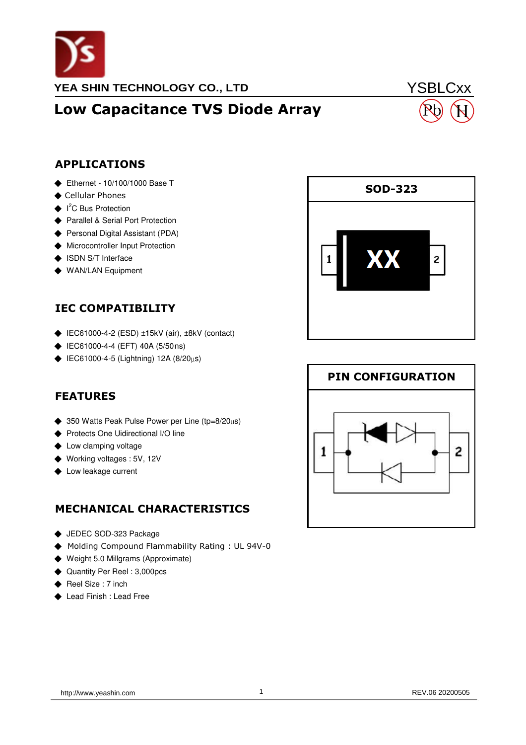YEA SHIN TECHNOLOGY CO., LTD

YSBLCxx

# Low Capacitance TVS Diode Array

## APPLICATIONS

- Ethernet - 10/100/1000 Base T
- Cellular Phones
- I[2]C Bus Protection
- Parallel & Serial Port Protection
- Personal Digital Assistant (PDA)
- Microcontroller Input Protection
- ISDN S/T Interface
- WAN/LAN Equipment

## IEC COMPATIBILITY

- IEC61000-4-2 (ESD) ±15kV (air), ±8kV (contact)
- IEC61000-4-4 (EFT) 40A (5/50ns)
- IEC61000-4-5 (Lightning) 12A (8/20μs)

## FEATURES

- 350 Watts Peak Pulse Power per Line (tp=8/20μs)
- Protects One Uidirectional I/O line
- Low clamping voltage
- Working voltages : 5V, 12V
- Low leakage current

## MECHANICAL CHARACTERISTICS

- JEDEC SOD-323 Package
- Molding Compound Flammability Rating : UL 94V-0
- Weight 5.0 Millgrams (Approximate)
- Quantity Per Reel : 3,000pcs
- Reel Size : 7 inch
- Lead Finish : Lead Free

**SOD-323**

1 XX 2

**PIN CONFIGURATION**

1 2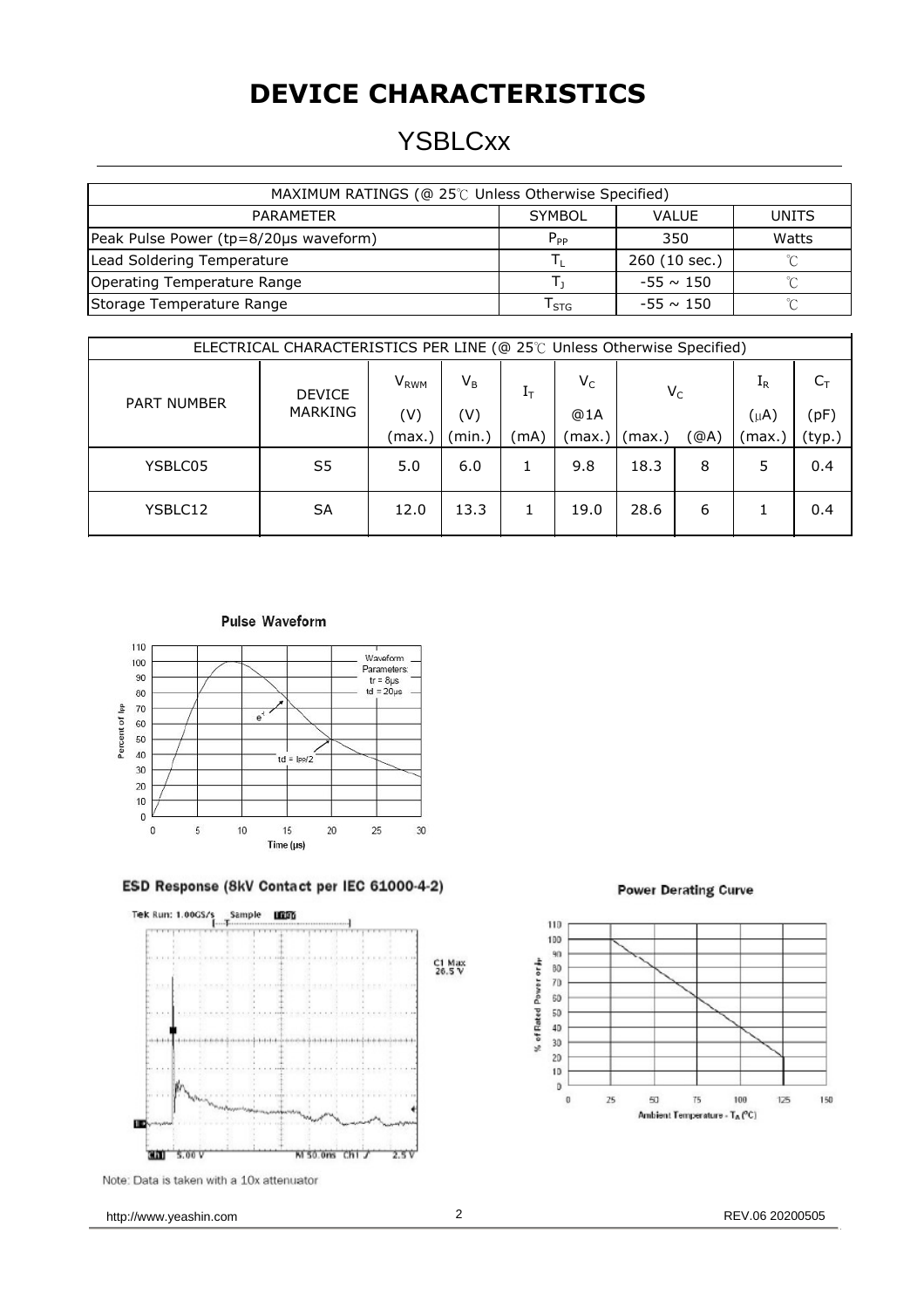# DEVICE CHARACTERISTICS

## YSBLCxx

| MAXIMUM RATINGS (@ 25℃ Unless Otherwise Specified) | | | |
|---|---|---|---|
| PARAMETER | SYMBOL | VALUE | UNITS |
| Peak Pulse Power (tp=8/20μs waveform) | $P_{PP}$ | 350 | Watts |
| Lead Soldering Temperature | $T_L$ | 260 (10 sec.) | ℃ |
| Operating Temperature Range | $T_J$ | -55 ~ 150 | ℃ |
| Storage Temperature Range | $T_{STG}$ | -55 ~ 150 | ℃ |

| ELECTRICAL CHARACTERISTICS PER LINE (@ 25℃ Unless Otherwise Specified) | | | | | | | | | |
|---|---|---|---|---|---|---|---|---|---|
| PART NUMBER | DEVICE MARKING | $V_{RWM}$ (V) (max.) | $V_B$ (V) (min.) | $I_T$ (mA) | $V_C$ @1A (max.) | $V_C$ (max.) | (@A) | $I_R$ (μA) (max.) | $C_T$ (pF) (typ.) |
| YSBLC05 | S5 | 5.0 | 6.0 | 1 | 9.8 | 18.3 | 8 | 5 | 0.4 |
| YSBLC12 | SA | 12.0 | 13.3 | 1 | 19.0 | 28.6 | 6 | 1 | 0.4 |

**Pulse Waveform**

**ESD Response (8kV Contact per IEC 61000-4-2)**

**Power Derating Curve**

Note: Data is taken with a 10x attenuator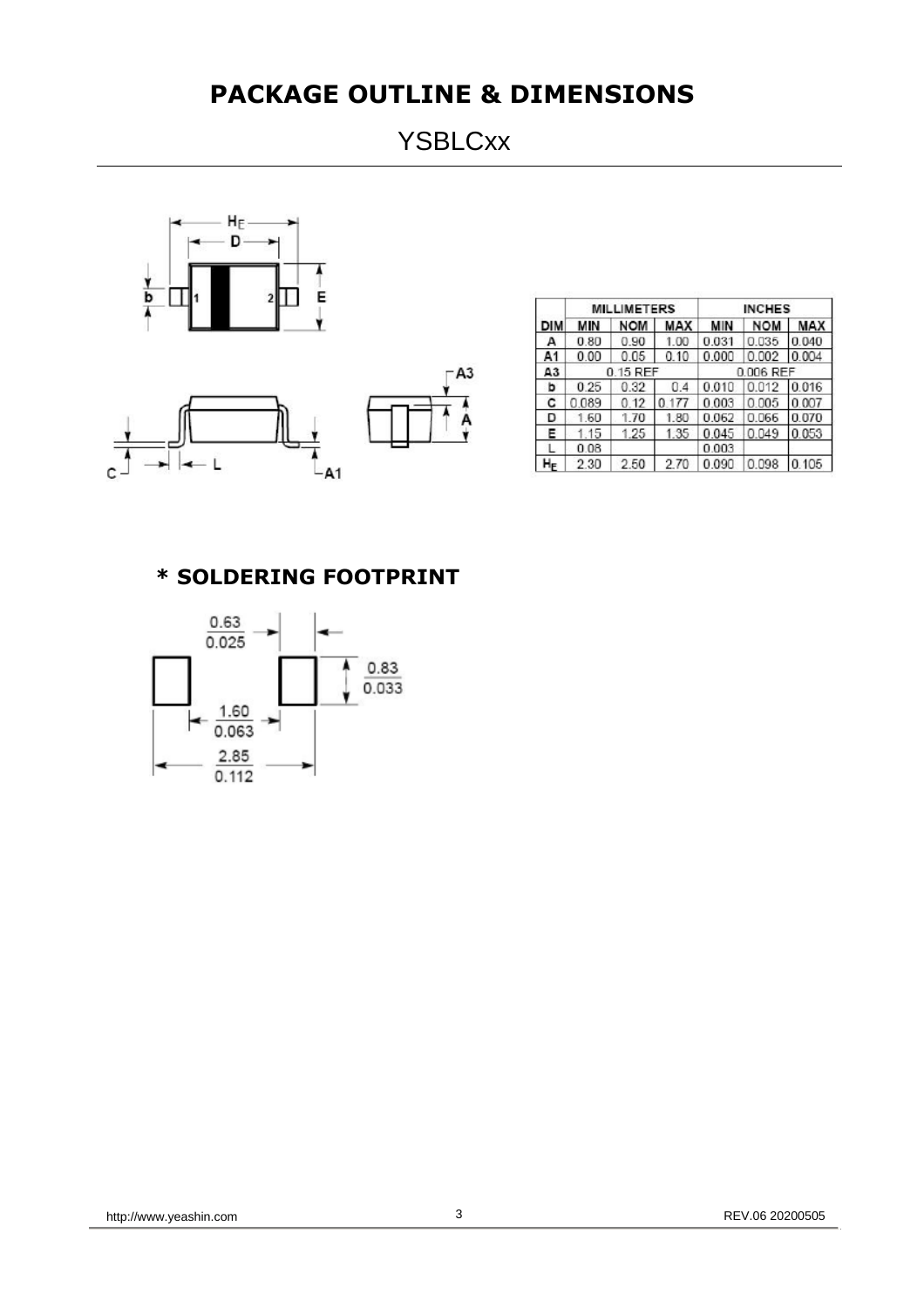# PACKAGE OUTLINE & DIMENSIONS

## YSBLCxx

| DIM | MILLIMETERS | | | INCHES | | |
|---|---|---|---|---|---|---|
| | MIN | NOM | MAX | MIN | NOM | MAX |
| A | 0.80 | 0.90 | 1.00 | 0.031 | 0.035 | 0.040 |
| A1 | 0.00 | 0.05 | 0.10 | 0.000 | 0.002 | 0.004 |
| A3 | 0.15 REF | | | 0.006 REF | | |
| b | 0.25 | 0.32 | 0.4 | 0.010 | 0.012 | 0.016 |
| C | 0.089 | 0.12 | 0.177 | 0.003 | 0.005 | 0.007 |
| D | 1.60 | 1.70 | 1.80 | 0.062 | 0.066 | 0.070 |
| E | 1.15 | 1.25 | 1.35 | 0.045 | 0.049 | 0.053 |
| L | 0.08 | | | 0.003 | | |
| $H_E$ | 2.30 | 2.50 | 2.70 | 0.090 | 0.098 | 0.105 |

## * SOLDERING FOOTPRINT

0.63
0.025

0.83
0.033

1.60
0.063

2.85
0.112